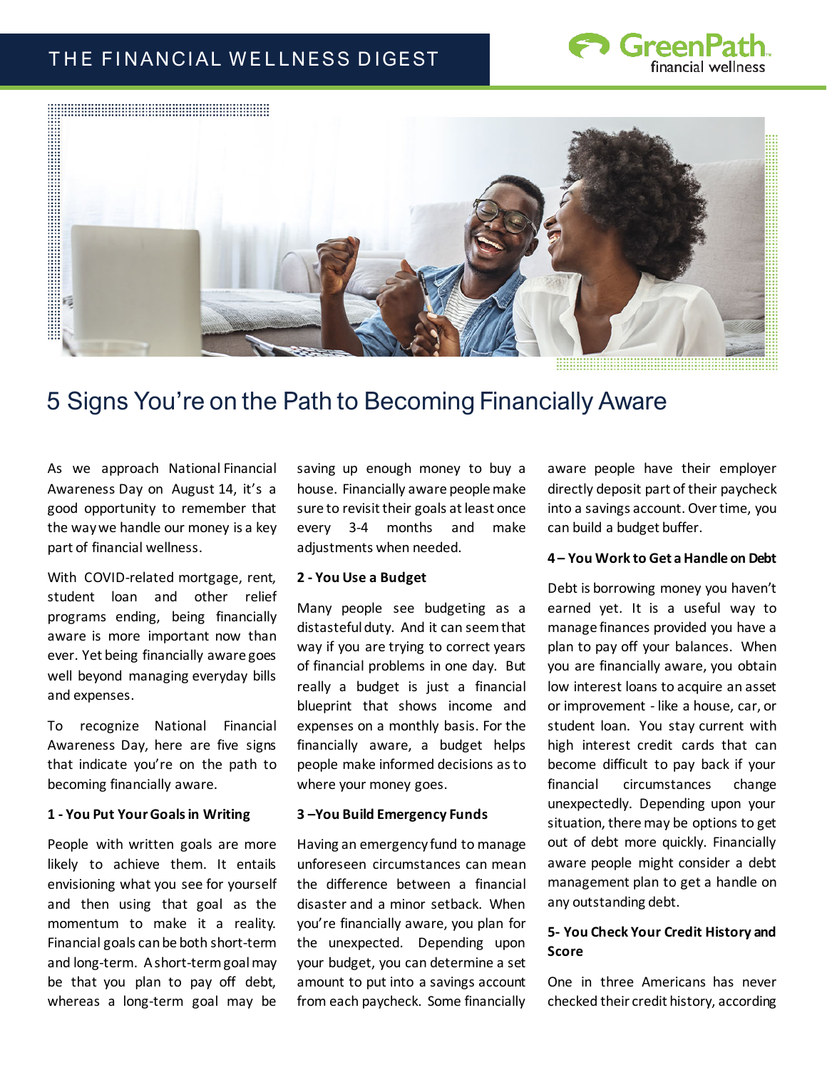THE FINANCIAL WELLNESS DIGEST

GreenPath financial wellness

# 5 Signs You're on the Path to Becoming Financially Aware

As we approach National Financial Awareness Day on August 14, it's a good opportunity to remember that the way we handle our money is a key part of financial wellness.

With COVID-related mortgage, rent, student loan and other relief programs ending, being financially aware is more important now than ever. Yet being financially aware goes well beyond managing everyday bills and expenses.

To recognize National Financial Awareness Day, here are five signs that indicate you're on the path to becoming financially aware.

**1 - You Put Your Goals in Writing**

People with written goals are more likely to achieve them. It entails envisioning what you see for yourself and then using that goal as the momentum to make it a reality. Financial goals can be both short-term and long-term. A short-term goal may be that you plan to pay off debt, whereas a long-term goal may be saving up enough money to buy a house. Financially aware people make sure to revisit their goals at least once every 3-4 months and make adjustments when needed.

**2 - You Use a Budget**

Many people see budgeting as a distasteful duty. And it can seem that way if you are trying to correct years of financial problems in one day. But really a budget is just a financial blueprint that shows income and expenses on a monthly basis. For the financially aware, a budget helps people make informed decisions as to where your money goes.

**3 –You Build Emergency Funds**

Having an emergency fund to manage unforeseen circumstances can mean the difference between a financial disaster and a minor setback. When you're financially aware, you plan for the unexpected. Depending upon your budget, you can determine a set amount to put into a savings account from each paycheck. Some financially aware people have their employer directly deposit part of their paycheck into a savings account. Over time, you can build a budget buffer.

**4 – You Work to Get a Handle on Debt**

Debt is borrowing money you haven't earned yet. It is a useful way to manage finances provided you have a plan to pay off your balances. When you are financially aware, you obtain low interest loans to acquire an asset or improvement - like a house, car, or student loan. You stay current with high interest credit cards that can become difficult to pay back if your financial circumstances change unexpectedly. Depending upon your situation, there may be options to get out of debt more quickly. Financially aware people might consider a debt management plan to get a handle on any outstanding debt.

**5- You Check Your Credit History and Score**

One in three Americans has never checked their credit history, according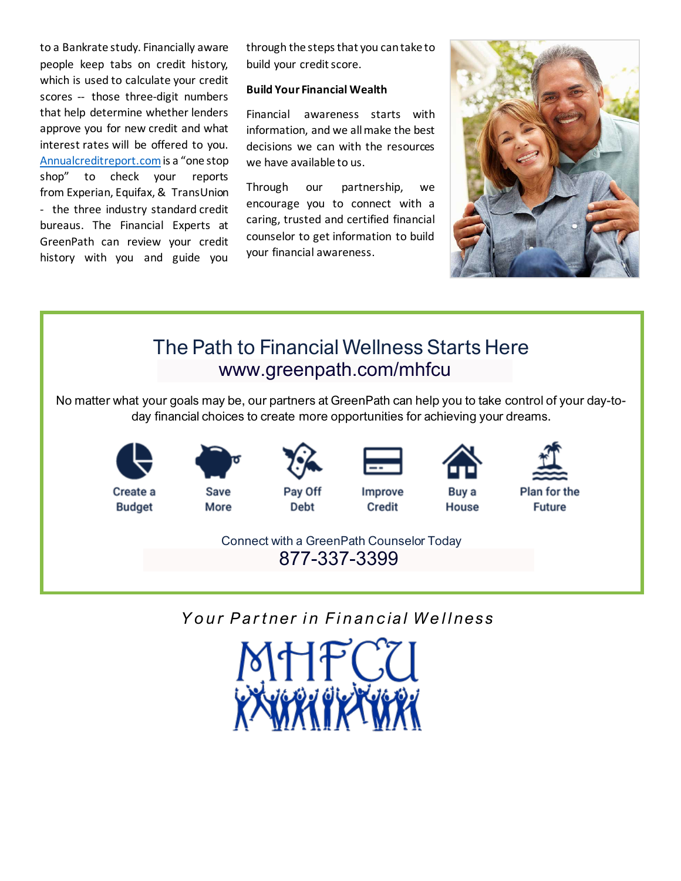to a Bankrate study. Financially aware people keep tabs on credit history, which is used to calculate your credit scores -- those three-digit numbers that help determine whether lenders approve you for new credit and what interest rates will be offered to you. Annualcreditreport.com is a “one stop shop” to check your reports from Experian, Equifax, & TransUnion - the three industry standard credit bureaus. The Financial Experts at GreenPath can review your credit history with you and guide you through the steps that you can take to build your credit score.

**Build Your Financial Wealth**

Financial awareness starts with information, and we all make the best decisions we can with the resources we have available to us.

Through our partnership, we encourage you to connect with a caring, trusted and certified financial counselor to get information to build your financial awareness.

## The Path to Financial Wellness Starts Here

www.greenpath.com/mhfcu

No matter what your goals may be, our partners at GreenPath can help you to take control of your day-to-day financial choices to create more opportunities for achieving your dreams.

Create a Budget

Save More

Pay Off Debt

Improve Credit

Buy a House

Plan for the Future

Connect with a GreenPath Counselor Today

877-337-3399

*Your Partner in Financial Wellness*

MHFCU